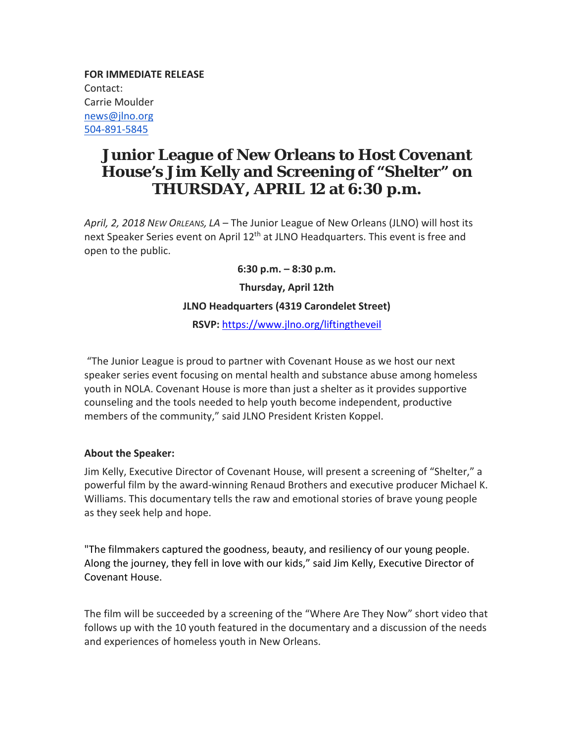**FOR IMMEDIATE RELEASE**
Contact:
Carrie Moulder
news@jlno.org
504-891-5845

# Junior League of New Orleans to Host Covenant House's Jim Kelly and Screening of "Shelter" on THURSDAY, APRIL 12 at 6:30 p.m.

*April, 2, 2018 NEW ORLEANS, LA* – The Junior League of New Orleans (JLNO) will host its next Speaker Series event on April 12th at JLNO Headquarters. This event is free and open to the public.

**6:30 p.m. – 8:30 p.m.**

**Thursday, April 12th**

**JLNO Headquarters (4319 Carondelet Street)**

**RSVP:** https://www.jlno.org/liftingtheveil

"The Junior League is proud to partner with Covenant House as we host our next speaker series event focusing on mental health and substance abuse among homeless youth in NOLA. Covenant House is more than just a shelter as it provides supportive counseling and the tools needed to help youth become independent, productive members of the community," said JLNO President Kristen Koppel.

**About the Speaker:**

Jim Kelly, Executive Director of Covenant House, will present a screening of "Shelter," a powerful film by the award-winning Renaud Brothers and executive producer Michael K. Williams. This documentary tells the raw and emotional stories of brave young people as they seek help and hope.

"The filmmakers captured the goodness, beauty, and resiliency of our young people. Along the journey, they fell in love with our kids," said Jim Kelly, Executive Director of Covenant House.

The film will be succeeded by a screening of the "Where Are They Now" short video that follows up with the 10 youth featured in the documentary and a discussion of the needs and experiences of homeless youth in New Orleans.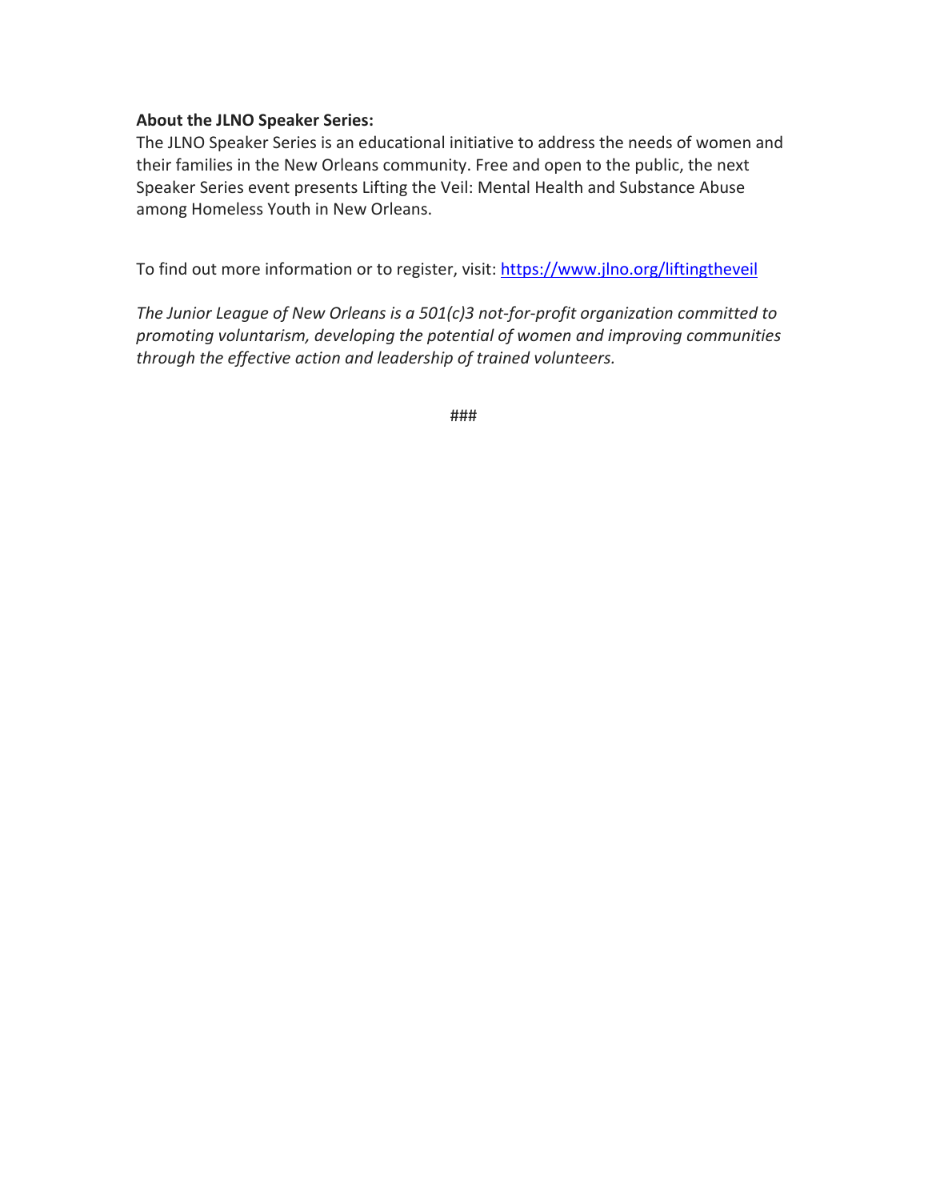**About the JLNO Speaker Series:**
The JLNO Speaker Series is an educational initiative to address the needs of women and their families in the New Orleans community. Free and open to the public, the next Speaker Series event presents Lifting the Veil: Mental Health and Substance Abuse among Homeless Youth in New Orleans.

To find out more information or to register, visit: [https://www.jlno.org/liftingtheveil](https://www.jlno.org/liftingtheveil)

*The Junior League of New Orleans is a 501(c)3 not-for-profit organization committed to promoting voluntarism, developing the potential of women and improving communities through the effective action and leadership of trained volunteers.*

###